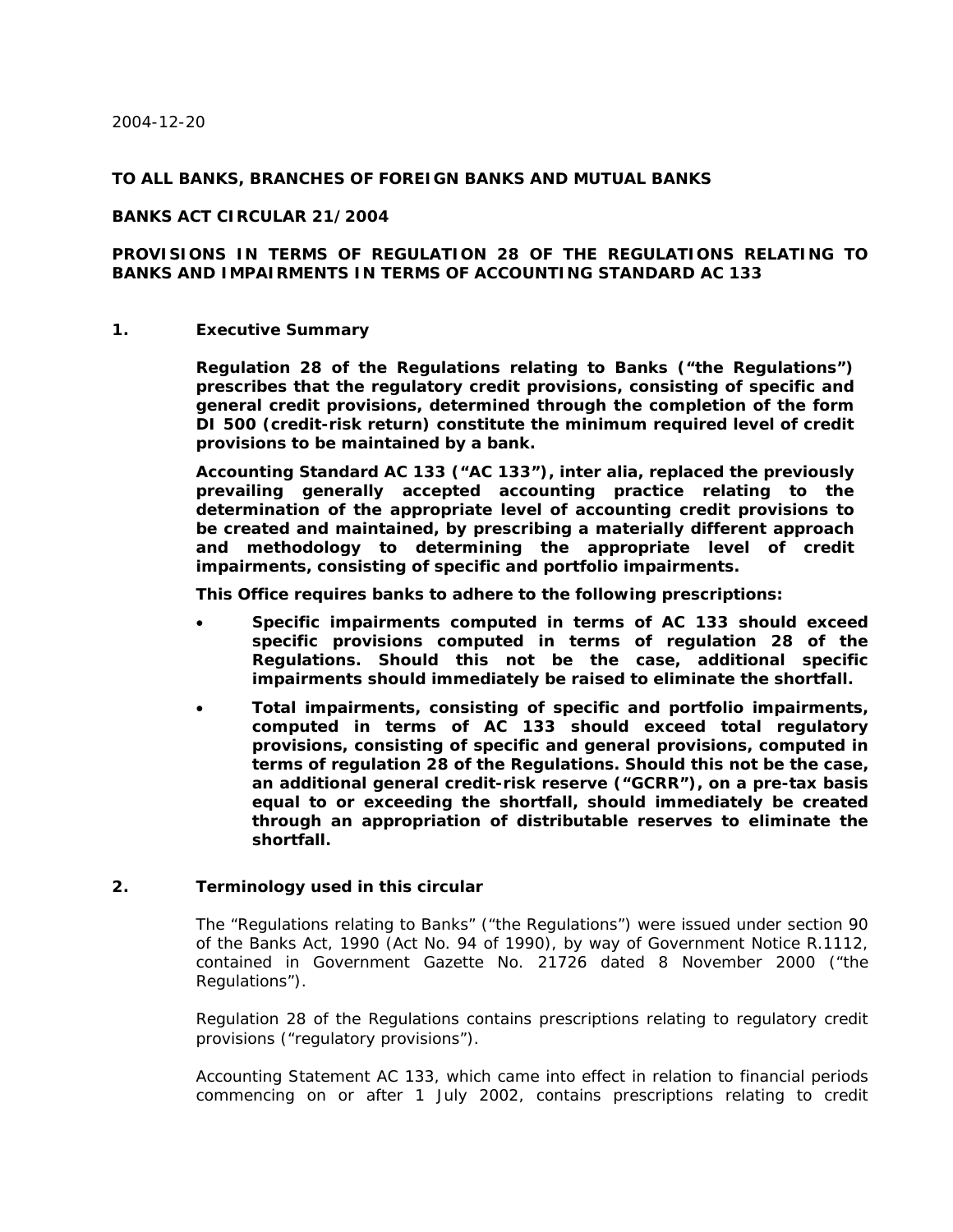2004-12-20

**TO ALL BANKS, BRANCHES OF FOREIGN BANKS AND MUTUAL BANKS**

**BANKS ACT CIRCULAR 21/2004**

**PROVISIONS IN TERMS OF REGULATION 28 OF THE REGULATIONS RELATING TO BANKS AND IMPAIRMENTS IN TERMS OF ACCOUNTING STANDARD AC 133**

## 1. Executive Summary

**Regulation 28 of the Regulations relating to Banks ("the Regulations") prescribes that the regulatory credit provisions, consisting of specific and general credit provisions, determined through the completion of the form DI 500 (credit-risk return) constitute the minimum required level of credit provisions to be maintained by a bank.**

**Accounting Standard AC 133 ("AC 133"), inter alia, replaced the previously prevailing generally accepted accounting practice relating to the determination of the appropriate level of accounting credit provisions to be created and maintained, by prescribing a materially different approach and methodology to determining the appropriate level of credit impairments, consisting of specific and portfolio impairments.**

**This Office requires banks to adhere to the following prescriptions:**

- **Specific impairments computed in terms of AC 133 should exceed specific provisions computed in terms of regulation 28 of the Regulations. Should this not be the case, additional specific impairments should immediately be raised to eliminate the shortfall.**
- **Total impairments, consisting of specific and portfolio impairments, computed in terms of AC 133 should exceed total regulatory provisions, consisting of specific and general provisions, computed in terms of regulation 28 of the Regulations. Should this not be the case, an additional general credit-risk reserve ("GCRR"), on a pre-tax basis equal to or exceeding the shortfall, should immediately be created through an appropriation of distributable reserves to eliminate the shortfall.**

## 2. Terminology used in this circular

The "Regulations relating to Banks" ("the Regulations") were issued under section 90 of the Banks Act, 1990 (Act No. 94 of 1990), by way of Government Notice R.1112, contained in Government Gazette No. 21726 dated 8 November 2000 ("the Regulations").

Regulation 28 of the Regulations contains prescriptions relating to regulatory credit provisions ("regulatory provisions").

Accounting Statement AC 133, which came into effect in relation to financial periods commencing on or after 1 July 2002, contains prescriptions relating to credit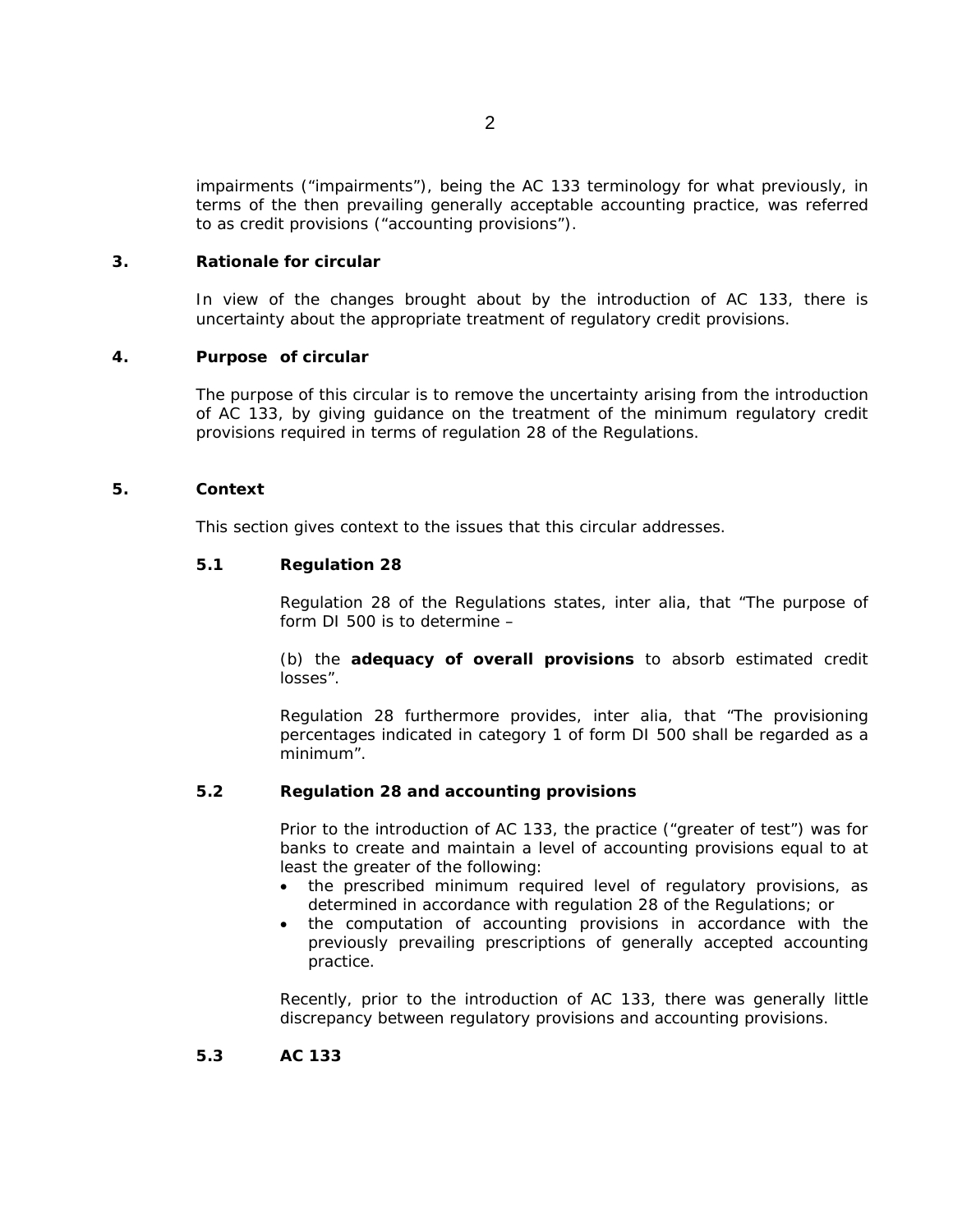impairments (“impairments”), being the AC 133 terminology for what previously, in terms of the then prevailing generally acceptable accounting practice, was referred to as credit provisions (“accounting provisions”).

## 3. Rationale for circular

In view of the changes brought about by the introduction of AC 133, there is uncertainty about the appropriate treatment of regulatory credit provisions.

## 4. Purpose of circular

The purpose of this circular is to remove the uncertainty arising from the introduction of AC 133, by giving guidance on the treatment of the minimum regulatory credit provisions required in terms of regulation 28 of the Regulations.

## 5. Context

This section gives context to the issues that this circular addresses.

### 5.1 Regulation 28

Regulation 28 of the Regulations states, inter alia, that “The purpose of form DI 500 is to determine –

(b) the **adequacy of overall provisions** to absorb estimated credit losses”.

Regulation 28 furthermore provides, inter alia, that “The provisioning percentages indicated in category 1 of form DI 500 shall be regarded as a minimum”.

### 5.2 Regulation 28 and accounting provisions

Prior to the introduction of AC 133, the practice (“greater of test”) was for banks to create and maintain a level of accounting provisions equal to at least the greater of the following:

- the prescribed minimum required level of regulatory provisions, as determined in accordance with regulation 28 of the Regulations; or
- the computation of accounting provisions in accordance with the previously prevailing prescriptions of generally accepted accounting practice.

Recently, prior to the introduction of AC 133, there was generally little discrepancy between regulatory provisions and accounting provisions.

### 5.3 AC 133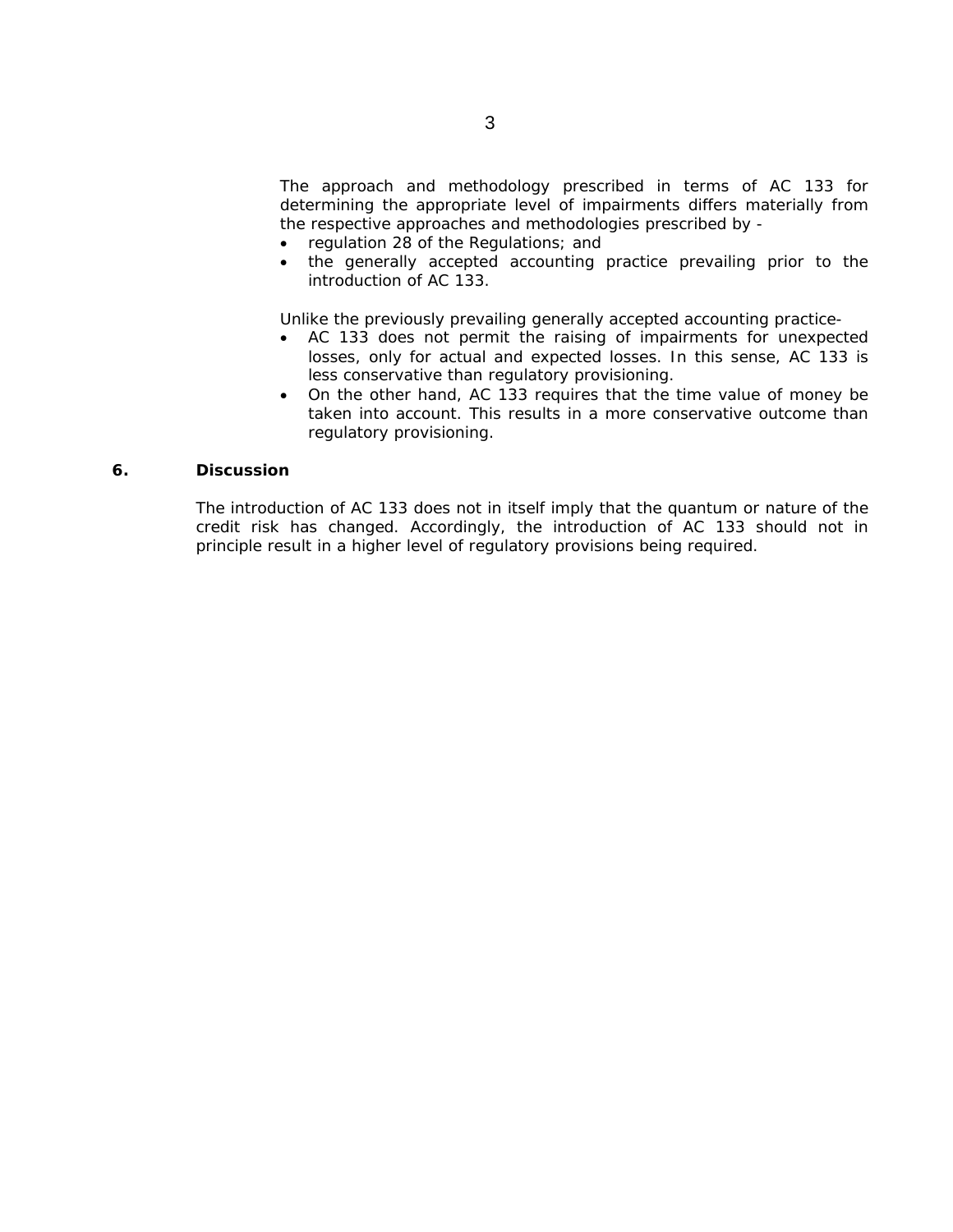The approach and methodology prescribed in terms of AC 133 for determining the appropriate level of impairments differs materially from the respective approaches and methodologies prescribed by -

- regulation 28 of the Regulations; and
- the generally accepted accounting practice prevailing prior to the introduction of AC 133.

Unlike the previously prevailing generally accepted accounting practice-

- AC 133 does not permit the raising of impairments for unexpected losses, only for actual and expected losses. In this sense, AC 133 is less conservative than regulatory provisioning.
- On the other hand, AC 133 requires that the time value of money be taken into account. This results in a more conservative outcome than regulatory provisioning.

## 6. Discussion

The introduction of AC 133 does not in itself imply that the quantum or nature of the credit risk has changed. Accordingly, the introduction of AC 133 should not in principle result in a higher level of regulatory provisions being required.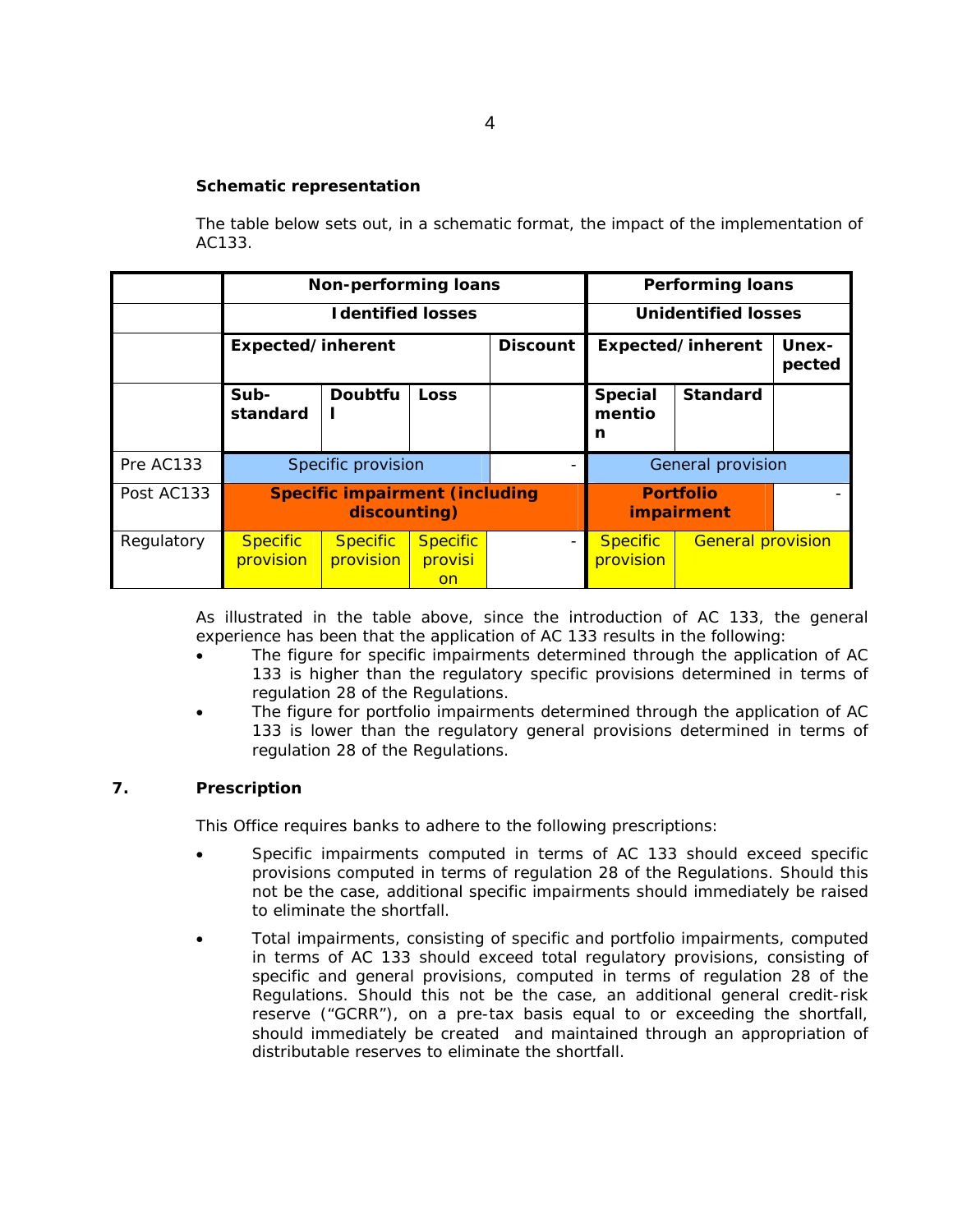**Schematic representation**

The table below sets out, in a schematic format, the impact of the implementation of AC133.

| | Non-performing loans | | | | Performing loans | | |
|---|---|---|---|---|---|---|---|
| | Identified losses | | | | Unidentified losses | | |
| | Expected/inherent | | | Discount | Expected/inherent | | Unex-pected |
| | Sub-standard | Doubtful | Loss | | Special mention | Standard | |
| Pre AC133 | Specific provision | | | - | General provision | | |
| Post AC133 | Specific impairment (including discounting) | | | | Portfolio impairment | | - |
| Regulatory | Specific provision | Specific provision | Specific provision | - | Specific provision | General provision | |

As illustrated in the table above, since the introduction of AC 133, the general experience has been that the application of AC 133 results in the following:

- The figure for specific impairments determined through the application of AC 133 is higher than the regulatory specific provisions determined in terms of regulation 28 of the Regulations.
- The figure for portfolio impairments determined through the application of AC 133 is lower than the regulatory general provisions determined in terms of regulation 28 of the Regulations.

## 7. Prescription

This Office requires banks to adhere to the following prescriptions:

- Specific impairments computed in terms of AC 133 should exceed specific provisions computed in terms of regulation 28 of the Regulations. Should this not be the case, additional specific impairments should immediately be raised to eliminate the shortfall.
- Total impairments, consisting of specific and portfolio impairments, computed in terms of AC 133 should exceed total regulatory provisions, consisting of specific and general provisions, computed in terms of regulation 28 of the Regulations. Should this not be the case, an additional general credit-risk reserve ("GCRR"), on a pre-tax basis equal to or exceeding the shortfall, should immediately be created and maintained through an appropriation of distributable reserves to eliminate the shortfall.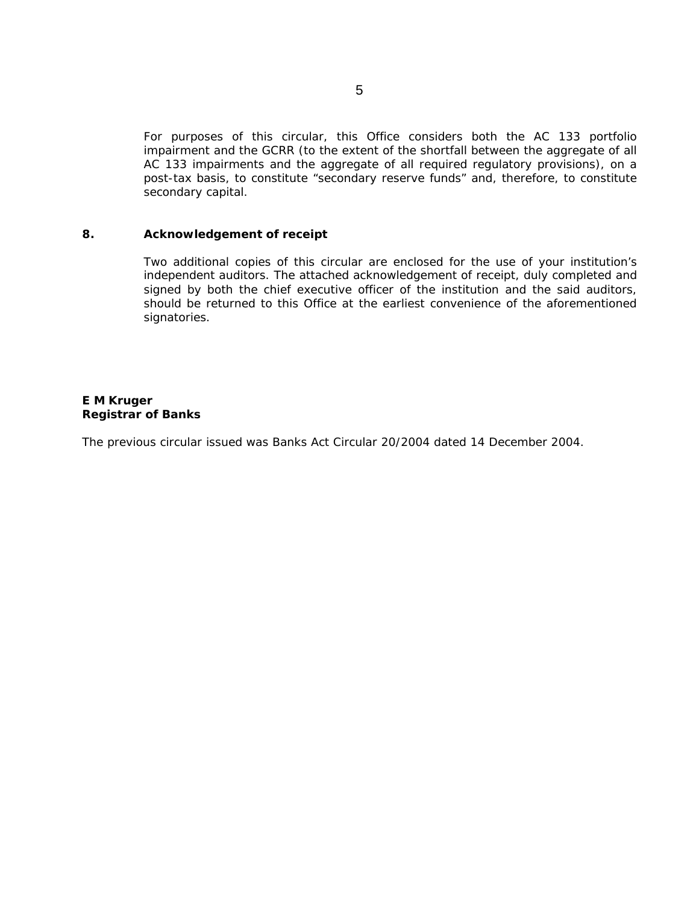For purposes of this circular, this Office considers both the AC 133 portfolio impairment and the GCRR (to the extent of the shortfall between the aggregate of all AC 133 impairments and the aggregate of all required regulatory provisions), on a post-tax basis, to constitute “secondary reserve funds” and, therefore, to constitute secondary capital.

## 8. Acknowledgement of receipt

Two additional copies of this circular are enclosed for the use of your institution’s independent auditors. The attached acknowledgement of receipt, duly completed and signed by both the chief executive officer of the institution and the said auditors, should be returned to this Office at the earliest convenience of the aforementioned signatories.

**E M Kruger**
**Registrar of Banks**

The previous circular issued was Banks Act Circular 20/2004 dated 14 December 2004.